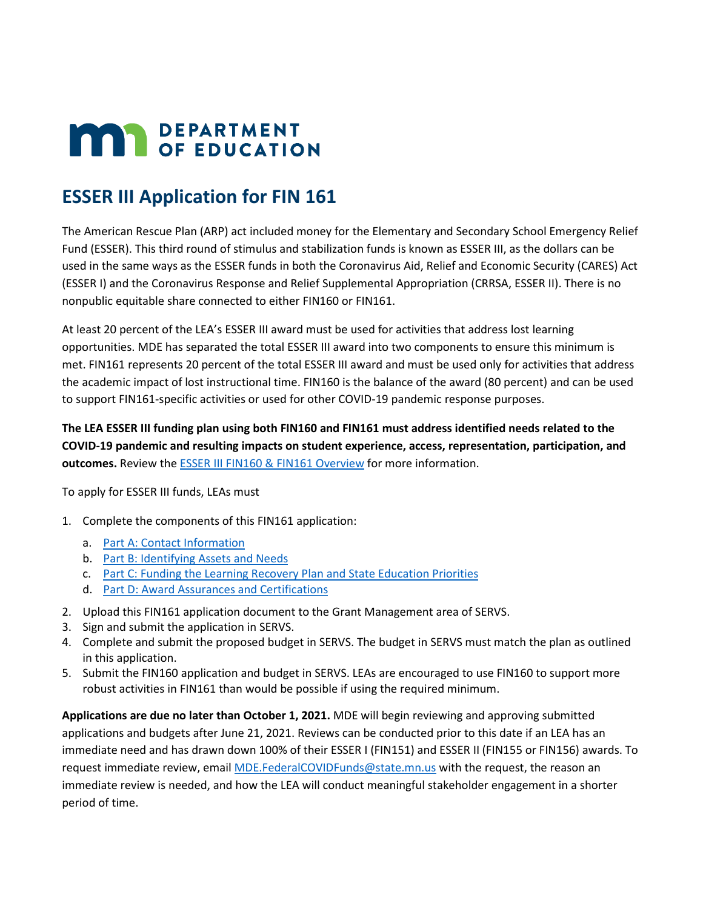# ESSER III Application for FIN 161

The American Rescue Plan (ARP) act included money for the Elementary and Secondary School Emergency Relief Fund (ESSER). This third round of stimulus and stabilization funds is known as ESSER III, as the dollars can be used in the same ways as the ESSER funds in both the Coronavirus Aid, Relief and Economic Security (CARES) Act (ESSER I) and the Coronavirus Response and Relief Supplemental Appropriation (CRRSA, ESSER II). There is no nonpublic equitable share connected to either FIN160 or FIN161.

At least 20 percent of the LEA's ESSER III award must be used for activities that address lost learning opportunities. MDE has separated the total ESSER III award into two components to ensure this minimum is met. FIN161 represents 20 percent of the total ESSER III award and must be used only for activities that address the academic impact of lost instructional time. FIN160 is the balance of the award (80 percent) and can be used to support FIN161-specific activities or used for other COVID-19 pandemic response purposes.

**The LEA ESSER III funding plan using both FIN160 and FIN161 must address identified needs related to the COVID-19 pandemic and resulting impacts on student experience, access, representation, participation, and outcomes.** Review the [ESSER III FIN160 & FIN161 Overview] for more information.

To apply for ESSER III funds, LEAs must

1. Complete the components of this FIN161 application:
   a. [Part A: Contact Information]
   b. [Part B: Identifying Assets and Needs]
   c. [Part C: Funding the Learning Recovery Plan and State Education Priorities]
   d. [Part D: Award Assurances and Certifications]
2. Upload this FIN161 application document to the Grant Management area of SERVS.
3. Sign and submit the application in SERVS.
4. Complete and submit the proposed budget in SERVS. The budget in SERVS must match the plan as outlined in this application.
5. Submit the FIN160 application and budget in SERVS. LEAs are encouraged to use FIN160 to support more robust activities in FIN161 than would be possible if using the required minimum.

**Applications are due no later than October 1, 2021.** MDE will begin reviewing and approving submitted applications and budgets after June 21, 2021. Reviews can be conducted prior to this date if an LEA has an immediate need and has drawn down 100% of their ESSER I (FIN151) and ESSER II (FIN155 or FIN156) awards. To request immediate review, email MDE.FederalCOVIDFunds@state.mn.us with the request, the reason an immediate review is needed, and how the LEA will conduct meaningful stakeholder engagement in a shorter period of time.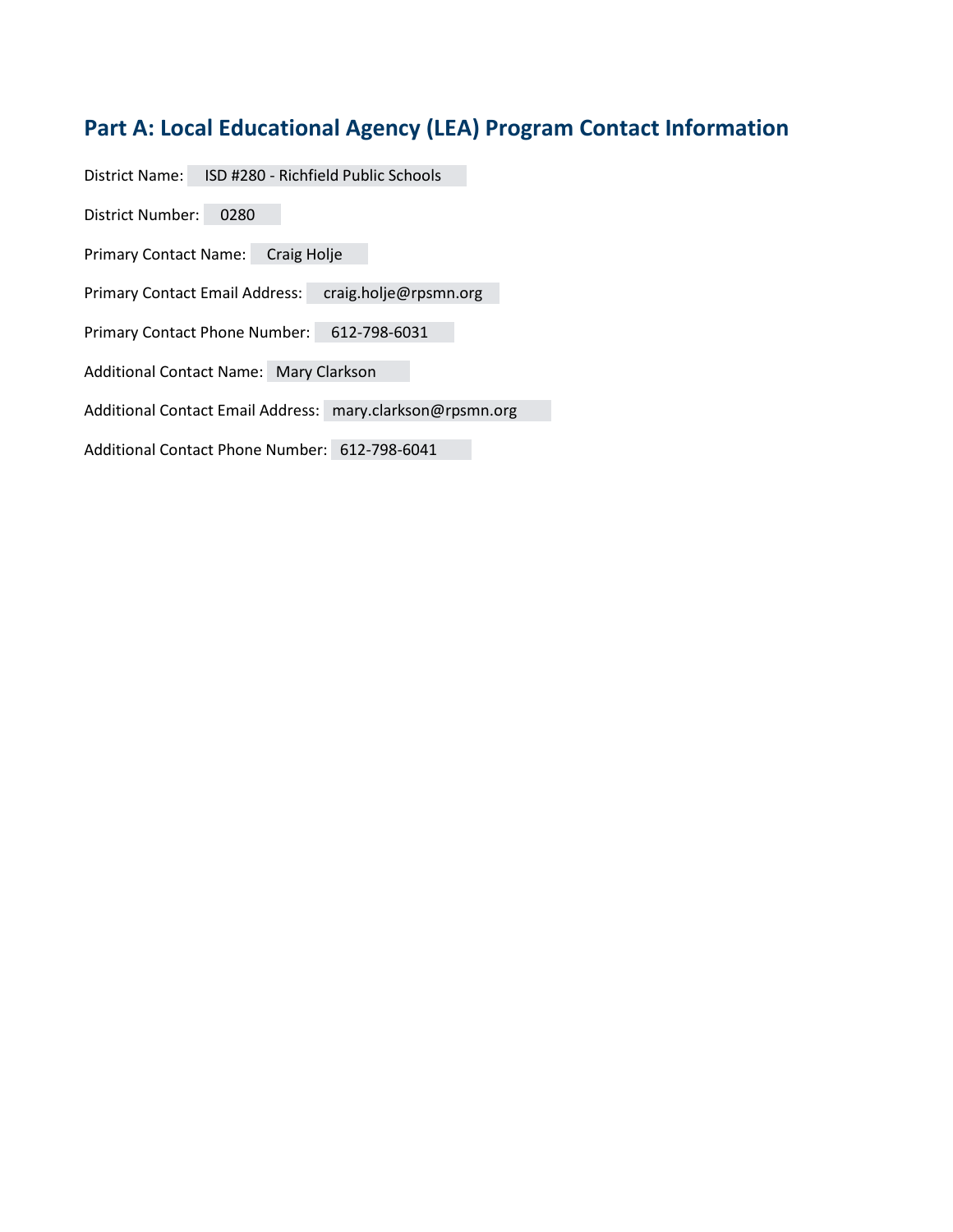## Part A: Local Educational Agency (LEA) Program Contact Information

District Name: ISD #280 - Richfield Public Schools

District Number: 0280

Primary Contact Name: Craig Holje

Primary Contact Email Address: craig.holje@rpsmn.org

Primary Contact Phone Number: 612-798-6031

Additional Contact Name: Mary Clarkson

Additional Contact Email Address: mary.clarkson@rpsmn.org

Additional Contact Phone Number: 612-798-6041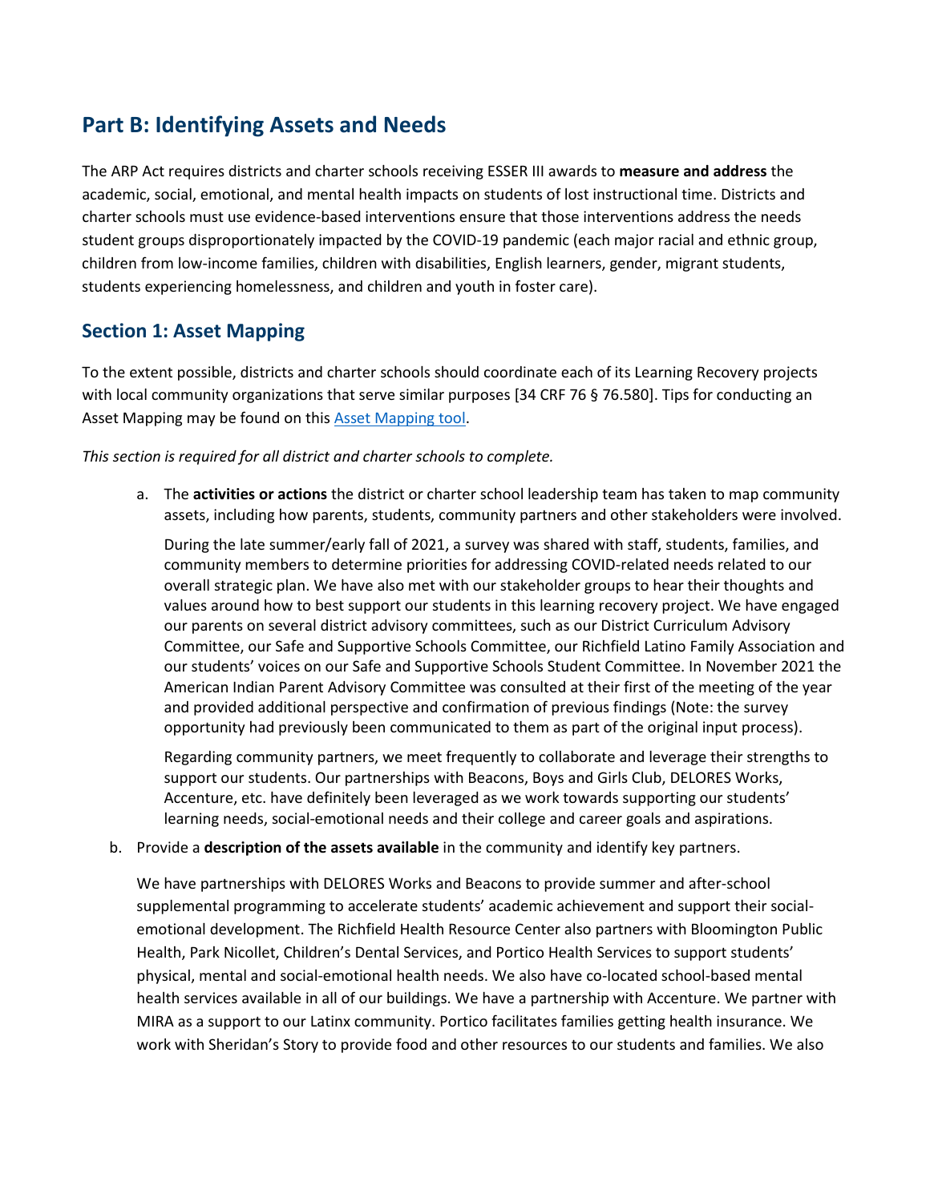## Part B: Identifying Assets and Needs

The ARP Act requires districts and charter schools receiving ESSER III awards to **measure and address** the academic, social, emotional, and mental health impacts on students of lost instructional time. Districts and charter schools must use evidence-based interventions ensure that those interventions address the needs student groups disproportionately impacted by the COVID-19 pandemic (each major racial and ethnic group, children from low-income families, children with disabilities, English learners, gender, migrant students, students experiencing homelessness, and children and youth in foster care).

### Section 1: Asset Mapping

To the extent possible, districts and charter schools should coordinate each of its Learning Recovery projects with local community organizations that serve similar purposes [34 CRF 76 § 76.580]. Tips for conducting an Asset Mapping may be found on this Asset Mapping tool.

*This section is required for all district and charter schools to complete.*

a. The **activities or actions** the district or charter school leadership team has taken to map community assets, including how parents, students, community partners and other stakeholders were involved.

During the late summer/early fall of 2021, a survey was shared with staff, students, families, and community members to determine priorities for addressing COVID-related needs related to our overall strategic plan. We have also met with our stakeholder groups to hear their thoughts and values around how to best support our students in this learning recovery project. We have engaged our parents on several district advisory committees, such as our District Curriculum Advisory Committee, our Safe and Supportive Schools Committee, our Richfield Latino Family Association and our students' voices on our Safe and Supportive Schools Student Committee. In November 2021 the American Indian Parent Advisory Committee was consulted at their first of the meeting of the year and provided additional perspective and confirmation of previous findings (Note: the survey opportunity had previously been communicated to them as part of the original input process).

Regarding community partners, we meet frequently to collaborate and leverage their strengths to support our students. Our partnerships with Beacons, Boys and Girls Club, DELORES Works, Accenture, etc. have definitely been leveraged as we work towards supporting our students' learning needs, social-emotional needs and their college and career goals and aspirations.

b. Provide a **description of the assets available** in the community and identify key partners.

We have partnerships with DELORES Works and Beacons to provide summer and after-school supplemental programming to accelerate students' academic achievement and support their social-emotional development. The Richfield Health Resource Center also partners with Bloomington Public Health, Park Nicollet, Children's Dental Services, and Portico Health Services to support students' physical, mental and social-emotional health needs. We also have co-located school-based mental health services available in all of our buildings. We have a partnership with Accenture. We partner with MIRA as a support to our Latinx community. Portico facilitates families getting health insurance. We work with Sheridan's Story to provide food and other resources to our students and families. We also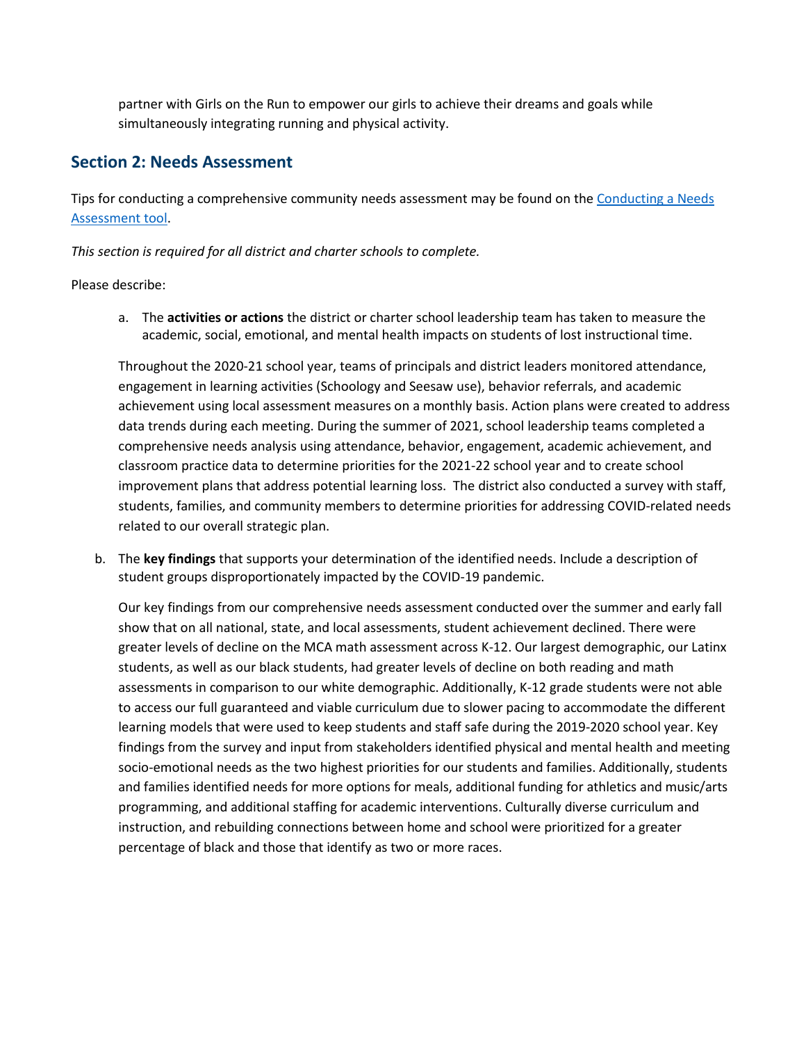partner with Girls on the Run to empower our girls to achieve their dreams and goals while simultaneously integrating running and physical activity.

## Section 2: Needs Assessment

Tips for conducting a comprehensive community needs assessment may be found on the [Conducting a Needs Assessment tool](#).

*This section is required for all district and charter schools to complete.*

Please describe:

a. The **activities or actions** the district or charter school leadership team has taken to measure the academic, social, emotional, and mental health impacts on students of lost instructional time.

Throughout the 2020-21 school year, teams of principals and district leaders monitored attendance, engagement in learning activities (Schoology and Seesaw use), behavior referrals, and academic achievement using local assessment measures on a monthly basis. Action plans were created to address data trends during each meeting. During the summer of 2021, school leadership teams completed a comprehensive needs analysis using attendance, behavior, engagement, academic achievement, and classroom practice data to determine priorities for the 2021-22 school year and to create school improvement plans that address potential learning loss. The district also conducted a survey with staff, students, families, and community members to determine priorities for addressing COVID-related needs related to our overall strategic plan.

b. The **key findings** that supports your determination of the identified needs. Include a description of student groups disproportionately impacted by the COVID-19 pandemic.

Our key findings from our comprehensive needs assessment conducted over the summer and early fall show that on all national, state, and local assessments, student achievement declined. There were greater levels of decline on the MCA math assessment across K-12. Our largest demographic, our Latinx students, as well as our black students, had greater levels of decline on both reading and math assessments in comparison to our white demographic. Additionally, K-12 grade students were not able to access our full guaranteed and viable curriculum due to slower pacing to accommodate the different learning models that were used to keep students and staff safe during the 2019-2020 school year. Key findings from the survey and input from stakeholders identified physical and mental health and meeting socio-emotional needs as the two highest priorities for our students and families. Additionally, students and families identified needs for more options for meals, additional funding for athletics and music/arts programming, and additional staffing for academic interventions. Culturally diverse curriculum and instruction, and rebuilding connections between home and school were prioritized for a greater percentage of black and those that identify as two or more races.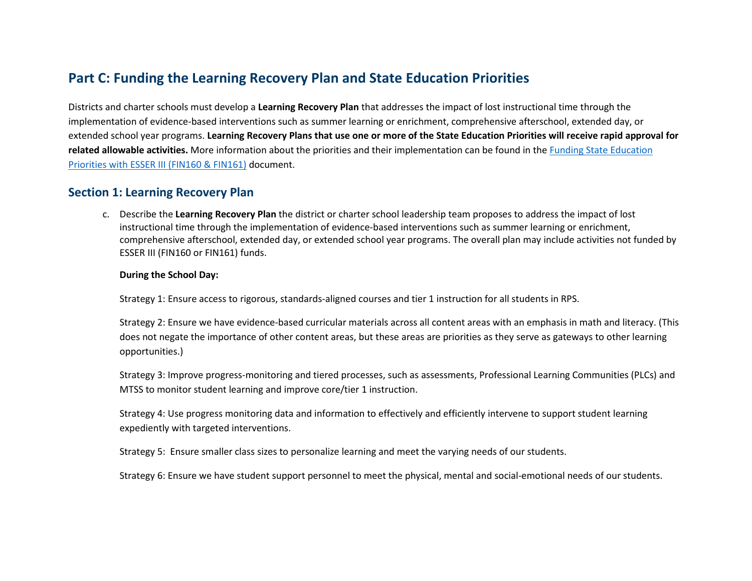## Part C: Funding the Learning Recovery Plan and State Education Priorities

Districts and charter schools must develop a **Learning Recovery Plan** that addresses the impact of lost instructional time through the implementation of evidence-based interventions such as summer learning or enrichment, comprehensive afterschool, extended day, or extended school year programs. **Learning Recovery Plans that use one or more of the State Education Priorities will receive rapid approval for related allowable activities.** More information about the priorities and their implementation can be found in the Funding State Education Priorities with ESSER III (FIN160 & FIN161) document.

### Section 1: Learning Recovery Plan

c. Describe the **Learning Recovery Plan** the district or charter school leadership team proposes to address the impact of lost instructional time through the implementation of evidence-based interventions such as summer learning or enrichment, comprehensive afterschool, extended day, or extended school year programs. The overall plan may include activities not funded by ESSER III (FIN160 or FIN161) funds.

**During the School Day:**

Strategy 1: Ensure access to rigorous, standards-aligned courses and tier 1 instruction for all students in RPS.

Strategy 2: Ensure we have evidence-based curricular materials across all content areas with an emphasis in math and literacy. (This does not negate the importance of other content areas, but these areas are priorities as they serve as gateways to other learning opportunities.)

Strategy 3: Improve progress-monitoring and tiered processes, such as assessments, Professional Learning Communities (PLCs) and MTSS to monitor student learning and improve core/tier 1 instruction.

Strategy 4: Use progress monitoring data and information to effectively and efficiently intervene to support student learning expediently with targeted interventions.

Strategy 5: Ensure smaller class sizes to personalize learning and meet the varying needs of our students.

Strategy 6: Ensure we have student support personnel to meet the physical, mental and social-emotional needs of our students.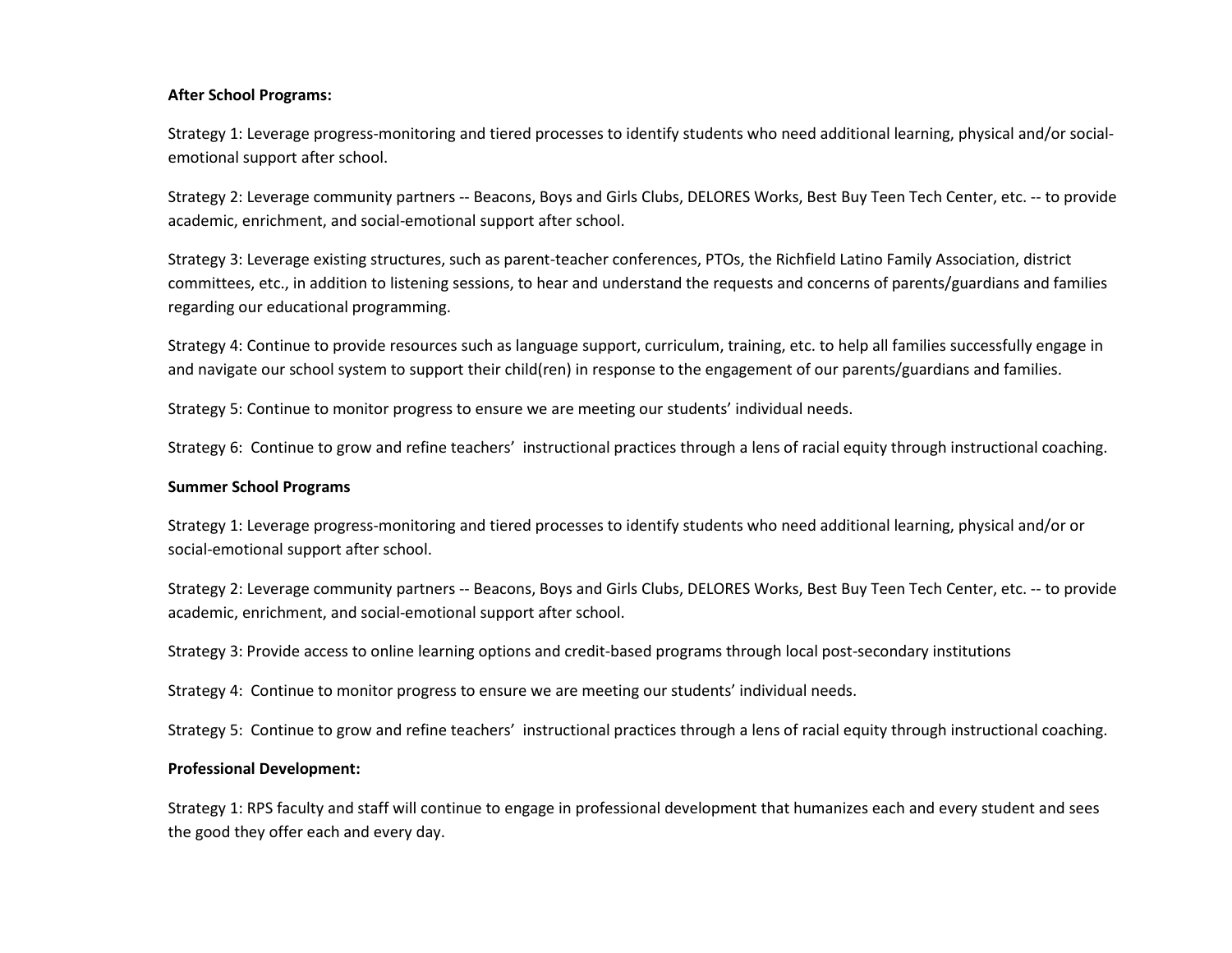**After School Programs:**

Strategy 1: Leverage progress-monitoring and tiered processes to identify students who need additional learning, physical and/or social-emotional support after school.

Strategy 2: Leverage community partners -- Beacons, Boys and Girls Clubs, DELORES Works, Best Buy Teen Tech Center, etc. -- to provide academic, enrichment, and social-emotional support after school.

Strategy 3: Leverage existing structures, such as parent-teacher conferences, PTOs, the Richfield Latino Family Association, district committees, etc., in addition to listening sessions, to hear and understand the requests and concerns of parents/guardians and families regarding our educational programming.

Strategy 4: Continue to provide resources such as language support, curriculum, training, etc. to help all families successfully engage in and navigate our school system to support their child(ren) in response to the engagement of our parents/guardians and families.

Strategy 5: Continue to monitor progress to ensure we are meeting our students' individual needs.

Strategy 6: Continue to grow and refine teachers' instructional practices through a lens of racial equity through instructional coaching.

**Summer School Programs**

Strategy 1: Leverage progress-monitoring and tiered processes to identify students who need additional learning, physical and/or or social-emotional support after school.

Strategy 2: Leverage community partners -- Beacons, Boys and Girls Clubs, DELORES Works, Best Buy Teen Tech Center, etc. -- to provide academic, enrichment, and social-emotional support after school.

Strategy 3: Provide access to online learning options and credit-based programs through local post-secondary institutions

Strategy 4: Continue to monitor progress to ensure we are meeting our students' individual needs.

Strategy 5: Continue to grow and refine teachers' instructional practices through a lens of racial equity through instructional coaching.

**Professional Development:**

Strategy 1: RPS faculty and staff will continue to engage in professional development that humanizes each and every student and sees the good they offer each and every day.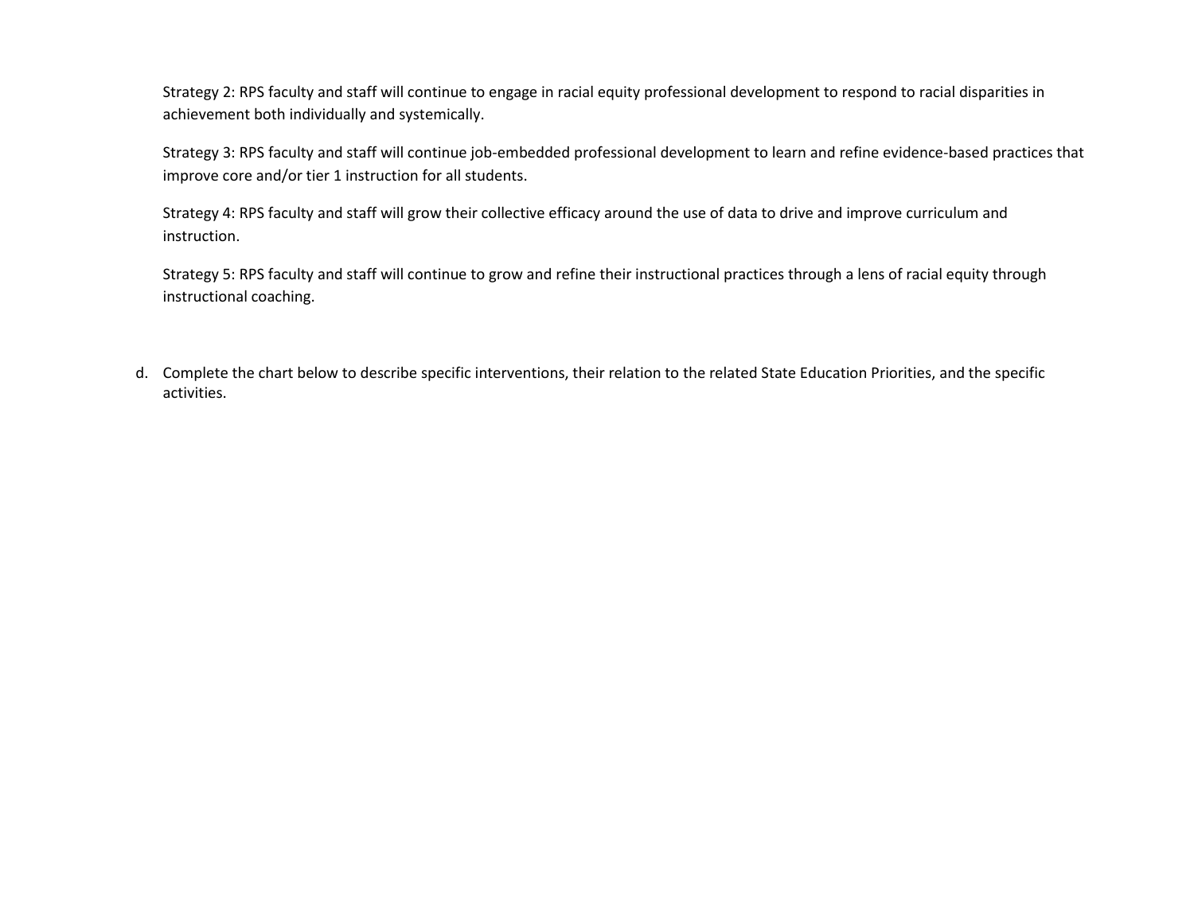Strategy 2: RPS faculty and staff will continue to engage in racial equity professional development to respond to racial disparities in achievement both individually and systemically.

Strategy 3: RPS faculty and staff will continue job-embedded professional development to learn and refine evidence-based practices that improve core and/or tier 1 instruction for all students.

Strategy 4: RPS faculty and staff will grow their collective efficacy around the use of data to drive and improve curriculum and instruction.

Strategy 5: RPS faculty and staff will continue to grow and refine their instructional practices through a lens of racial equity through instructional coaching.

d. Complete the chart below to describe specific interventions, their relation to the related State Education Priorities, and the specific activities.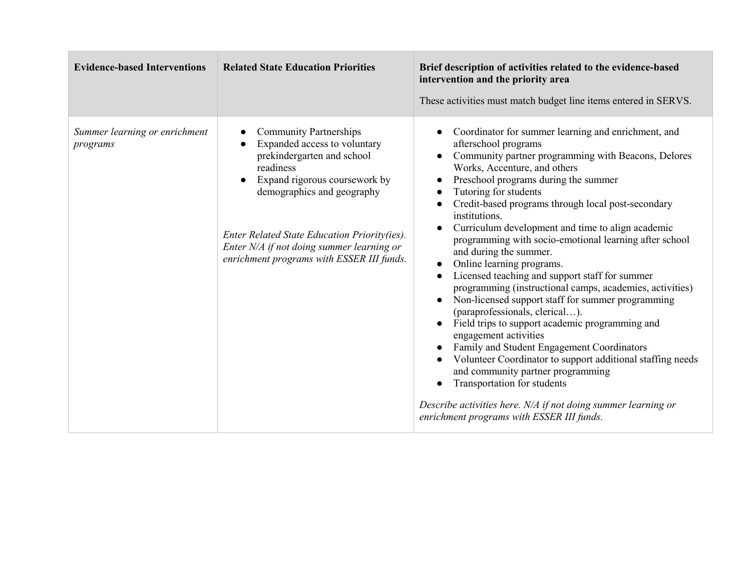| **Evidence-based Interventions** | **Related State Education Priorities** | **Brief description of activities related to the evidence-based intervention and the priority area**<br><br>These activities must match budget line items entered in SERVS. |
|---|---|---|
| *Summer learning or enrichment programs* | • Community Partnerships<br>• Expanded access to voluntary prekindergarten and school readiness<br>• Expand rigorous coursework by demographics and geography<br><br>*Enter Related State Education Priority(ies). Enter N/A if not doing summer learning or enrichment programs with ESSER III funds.* | • Coordinator for summer learning and enrichment, and afterschool programs<br>• Community partner programming with Beacons, Delores Works, Accenture, and others<br>• Preschool programs during the summer<br>• Tutoring for students<br>• Credit-based programs through local post-secondary institutions.<br>• Curriculum development and time to align academic programming with socio-emotional learning after school and during the summer.<br>• Online learning programs.<br>• Licensed teaching and support staff for summer programming (instructional camps, academies, activities)<br>• Non-licensed support staff for summer programming (paraprofessionals, clerical…).<br>• Field trips to support academic programming and engagement activities<br>• Family and Student Engagement Coordinators<br>• Volunteer Coordinator to support additional staffing needs and community partner programming<br>• Transportation for students<br><br>*Describe activities here. N/A if not doing summer learning or enrichment programs with ESSER III funds.* |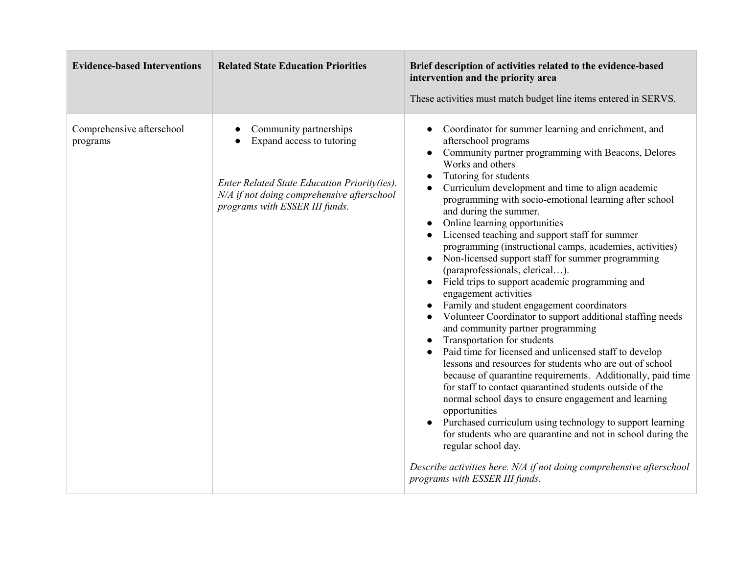| **Evidence-based Interventions** | **Related State Education Priorities** | **Brief description of activities related to the evidence-based intervention and the priority area**<br><br>These activities must match budget line items entered in SERVS. |
|---|---|---|
| Comprehensive afterschool programs | • Community partnerships<br>• Expand access to tutoring<br><br>*Enter Related State Education Priority(ies). N/A if not doing comprehensive afterschool programs with ESSER III funds.* | • Coordinator for summer learning and enrichment, and afterschool programs<br>• Community partner programming with Beacons, Delores Works and others<br>• Tutoring for students<br>• Curriculum development and time to align academic programming with socio-emotional learning after school and during the summer.<br>• Online learning opportunities<br>• Licensed teaching and support staff for summer programming (instructional camps, academies, activities)<br>• Non-licensed support staff for summer programming (paraprofessionals, clerical…).<br>• Field trips to support academic programming and engagement activities<br>• Family and student engagement coordinators<br>• Volunteer Coordinator to support additional staffing needs and community partner programming<br>• Transportation for students<br>• Paid time for licensed and unlicensed staff to develop lessons and resources for students who are out of school because of quarantine requirements. Additionally, paid time for staff to contact quarantined students outside of the normal school days to ensure engagement and learning opportunities<br>• Purchased curriculum using technology to support learning for students who are quarantine and not in school during the regular school day.<br><br>*Describe activities here. N/A if not doing comprehensive afterschool programs with ESSER III funds.* |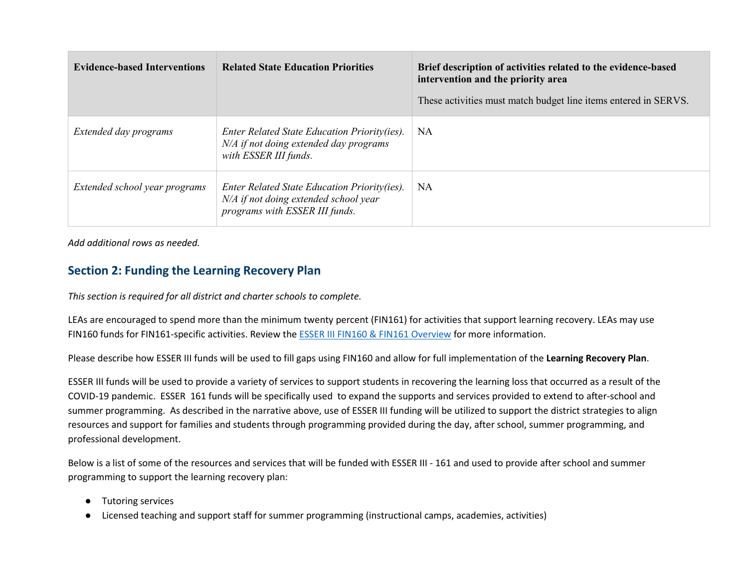| Evidence-based Interventions | Related State Education Priorities | Brief description of activities related to the evidence-based intervention and the priority area<br><br>These activities must match budget line items entered in SERVS. |
|---|---|---|
| *Extended day programs* | *Enter Related State Education Priority(ies). N/A if not doing extended day programs with ESSER III funds.* | NA |
| *Extended school year programs* | *Enter Related State Education Priority(ies). N/A if not doing extended school year programs with ESSER III funds.* | NA |

*Add additional rows as needed.*

## Section 2: Funding the Learning Recovery Plan

*This section is required for all district and charter schools to complete.*

LEAs are encouraged to spend more than the minimum twenty percent (FIN161) for activities that support learning recovery. LEAs may use FIN160 funds for FIN161-specific activities. Review the [ESSER III FIN160 & FIN161 Overview]() for more information.

Please describe how ESSER III funds will be used to fill gaps using FIN160 and allow for full implementation of the **Learning Recovery Plan**.

ESSER III funds will be used to provide a variety of services to support students in recovering the learning loss that occurred as a result of the COVID-19 pandemic. ESSER 161 funds will be specifically used to expand the supports and services provided to extend to after-school and summer programming. As described in the narrative above, use of ESSER III funding will be utilized to support the district strategies to align resources and support for families and students through programming provided during the day, after school, summer programming, and professional development.

Below is a list of some of the resources and services that will be funded with ESSER III - 161 and used to provide after school and summer programming to support the learning recovery plan:

- Tutoring services
- Licensed teaching and support staff for summer programming (instructional camps, academies, activities)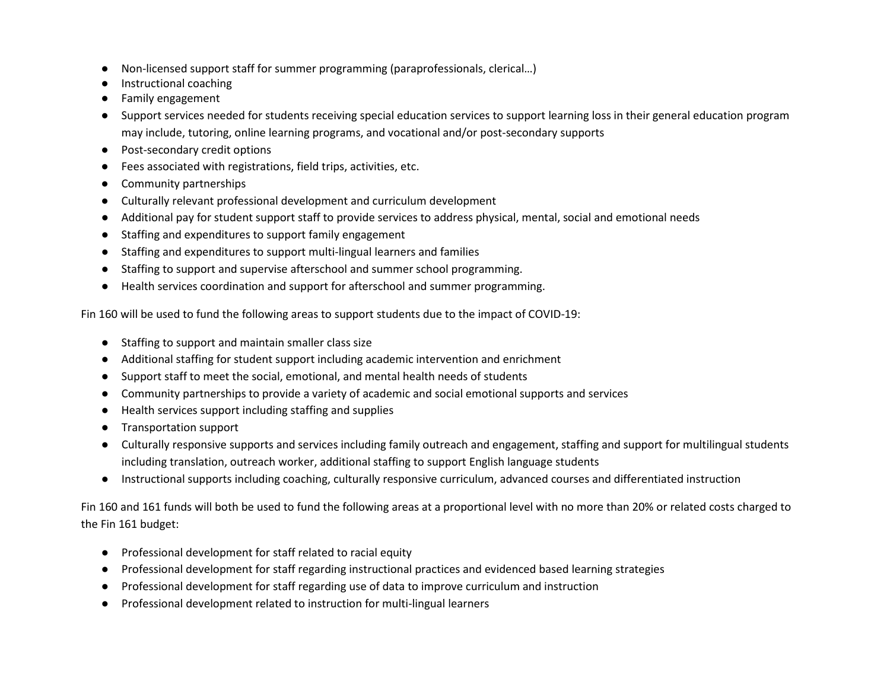- Non-licensed support staff for summer programming (paraprofessionals, clerical…)
- Instructional coaching
- Family engagement
- Support services needed for students receiving special education services to support learning loss in their general education program may include, tutoring, online learning programs, and vocational and/or post-secondary supports
- Post-secondary credit options
- Fees associated with registrations, field trips, activities, etc.
- Community partnerships
- Culturally relevant professional development and curriculum development
- Additional pay for student support staff to provide services to address physical, mental, social and emotional needs
- Staffing and expenditures to support family engagement
- Staffing and expenditures to support multi-lingual learners and families
- Staffing to support and supervise afterschool and summer school programming.
- Health services coordination and support for afterschool and summer programming.

Fin 160 will be used to fund the following areas to support students due to the impact of COVID-19:

- Staffing to support and maintain smaller class size
- Additional staffing for student support including academic intervention and enrichment
- Support staff to meet the social, emotional, and mental health needs of students
- Community partnerships to provide a variety of academic and social emotional supports and services
- Health services support including staffing and supplies
- Transportation support
- Culturally responsive supports and services including family outreach and engagement, staffing and support for multilingual students including translation, outreach worker, additional staffing to support English language students
- Instructional supports including coaching, culturally responsive curriculum, advanced courses and differentiated instruction

Fin 160 and 161 funds will both be used to fund the following areas at a proportional level with no more than 20% or related costs charged to the Fin 161 budget:

- Professional development for staff related to racial equity
- Professional development for staff regarding instructional practices and evidenced based learning strategies
- Professional development for staff regarding use of data to improve curriculum and instruction
- Professional development related to instruction for multi-lingual learners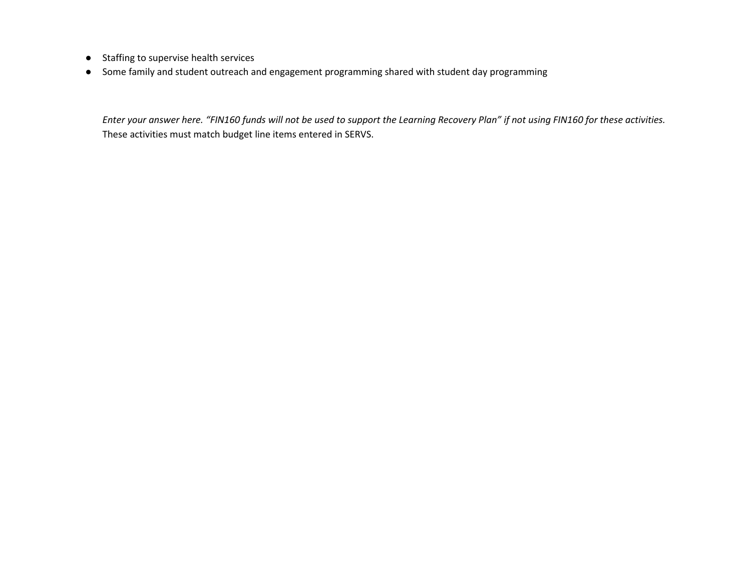- Staffing to supervise health services
- Some family and student outreach and engagement programming shared with student day programming

*Enter your answer here. "FIN160 funds will not be used to support the Learning Recovery Plan" if not using FIN160 for these activities.* These activities must match budget line items entered in SERVS.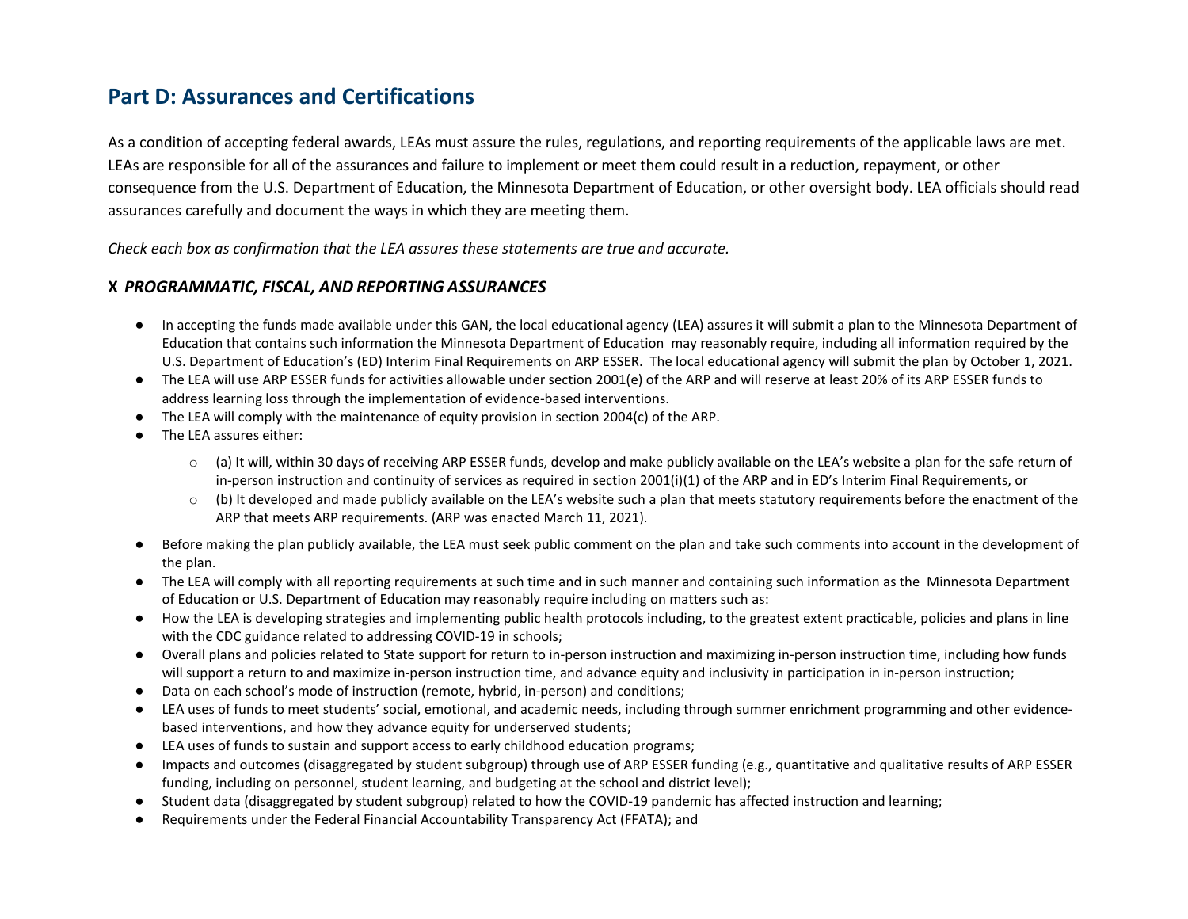## Part D: Assurances and Certifications

As a condition of accepting federal awards, LEAs must assure the rules, regulations, and reporting requirements of the applicable laws are met. LEAs are responsible for all of the assurances and failure to implement or meet them could result in a reduction, repayment, or other consequence from the U.S. Department of Education, the Minnesota Department of Education, or other oversight body. LEA officials should read assurances carefully and document the ways in which they are meeting them.

*Check each box as confirmation that the LEA assures these statements are true and accurate.*

### X *PROGRAMMATIC, FISCAL, AND REPORTING ASSURANCES*

- In accepting the funds made available under this GAN, the local educational agency (LEA) assures it will submit a plan to the Minnesota Department of Education that contains such information the Minnesota Department of Education may reasonably require, including all information required by the U.S. Department of Education's (ED) Interim Final Requirements on ARP ESSER. The local educational agency will submit the plan by October 1, 2021.
- The LEA will use ARP ESSER funds for activities allowable under section 2001(e) of the ARP and will reserve at least 20% of its ARP ESSER funds to address learning loss through the implementation of evidence-based interventions.
- The LEA will comply with the maintenance of equity provision in section 2004(c) of the ARP.
- The LEA assures either:
  - (a) It will, within 30 days of receiving ARP ESSER funds, develop and make publicly available on the LEA's website a plan for the safe return of in-person instruction and continuity of services as required in section 2001(i)(1) of the ARP and in ED's Interim Final Requirements, or
  - (b) It developed and made publicly available on the LEA's website such a plan that meets statutory requirements before the enactment of the ARP that meets ARP requirements. (ARP was enacted March 11, 2021).
- Before making the plan publicly available, the LEA must seek public comment on the plan and take such comments into account in the development of the plan.
- The LEA will comply with all reporting requirements at such time and in such manner and containing such information as the Minnesota Department of Education or U.S. Department of Education may reasonably require including on matters such as:
- How the LEA is developing strategies and implementing public health protocols including, to the greatest extent practicable, policies and plans in line with the CDC guidance related to addressing COVID-19 in schools;
- Overall plans and policies related to State support for return to in-person instruction and maximizing in-person instruction time, including how funds will support a return to and maximize in-person instruction time, and advance equity and inclusivity in participation in in-person instruction;
- Data on each school's mode of instruction (remote, hybrid, in-person) and conditions;
- LEA uses of funds to meet students' social, emotional, and academic needs, including through summer enrichment programming and other evidence-based interventions, and how they advance equity for underserved students;
- LEA uses of funds to sustain and support access to early childhood education programs;
- Impacts and outcomes (disaggregated by student subgroup) through use of ARP ESSER funding (e.g., quantitative and qualitative results of ARP ESSER funding, including on personnel, student learning, and budgeting at the school and district level);
- Student data (disaggregated by student subgroup) related to how the COVID-19 pandemic has affected instruction and learning;
- Requirements under the Federal Financial Accountability Transparency Act (FFATA); and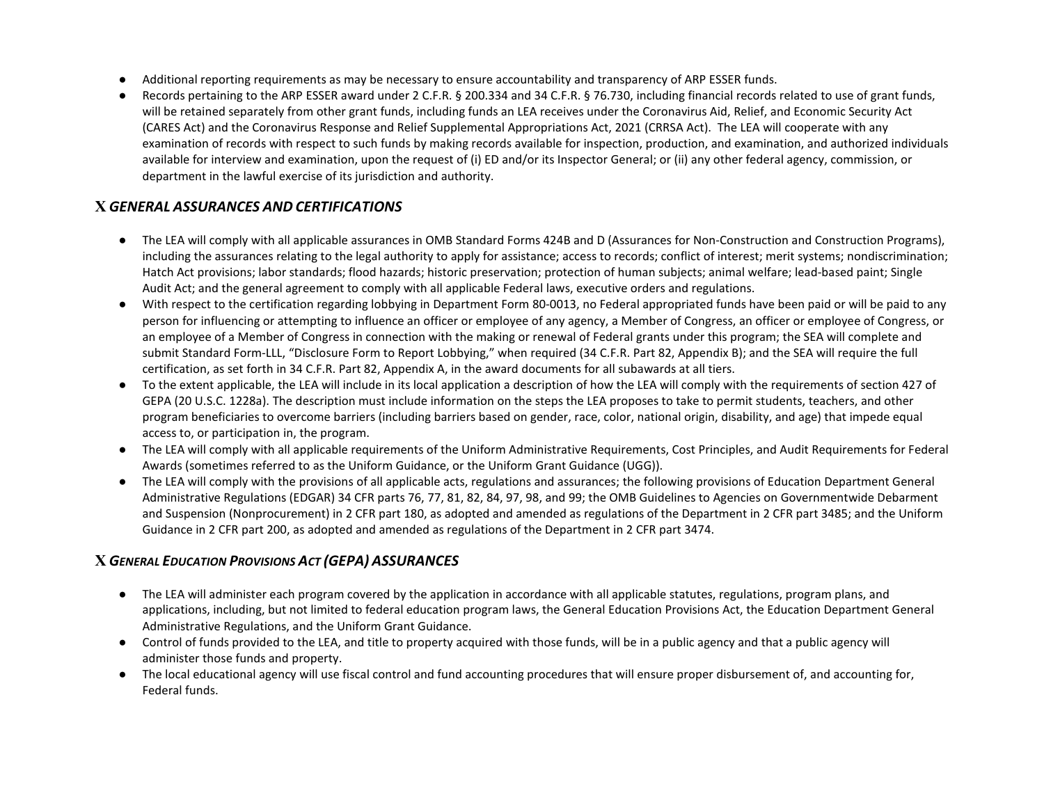- Additional reporting requirements as may be necessary to ensure accountability and transparency of ARP ESSER funds.
- Records pertaining to the ARP ESSER award under 2 C.F.R. § 200.334 and 34 C.F.R. § 76.730, including financial records related to use of grant funds, will be retained separately from other grant funds, including funds an LEA receives under the Coronavirus Aid, Relief, and Economic Security Act (CARES Act) and the Coronavirus Response and Relief Supplemental Appropriations Act, 2021 (CRRSA Act). The LEA will cooperate with any examination of records with respect to such funds by making records available for inspection, production, and examination, and authorized individuals available for interview and examination, upon the request of (i) ED and/or its Inspector General; or (ii) any other federal agency, commission, or department in the lawful exercise of its jurisdiction and authority.

## X *GENERAL ASSURANCES AND CERTIFICATIONS*

- The LEA will comply with all applicable assurances in OMB Standard Forms 424B and D (Assurances for Non-Construction and Construction Programs), including the assurances relating to the legal authority to apply for assistance; access to records; conflict of interest; merit systems; nondiscrimination; Hatch Act provisions; labor standards; flood hazards; historic preservation; protection of human subjects; animal welfare; lead-based paint; Single Audit Act; and the general agreement to comply with all applicable Federal laws, executive orders and regulations.
- With respect to the certification regarding lobbying in Department Form 80-0013, no Federal appropriated funds have been paid or will be paid to any person for influencing or attempting to influence an officer or employee of any agency, a Member of Congress, an officer or employee of Congress, or an employee of a Member of Congress in connection with the making or renewal of Federal grants under this program; the SEA will complete and submit Standard Form-LLL, "Disclosure Form to Report Lobbying," when required (34 C.F.R. Part 82, Appendix B); and the SEA will require the full certification, as set forth in 34 C.F.R. Part 82, Appendix A, in the award documents for all subawards at all tiers.
- To the extent applicable, the LEA will include in its local application a description of how the LEA will comply with the requirements of section 427 of GEPA (20 U.S.C. 1228a). The description must include information on the steps the LEA proposes to take to permit students, teachers, and other program beneficiaries to overcome barriers (including barriers based on gender, race, color, national origin, disability, and age) that impede equal access to, or participation in, the program.
- The LEA will comply with all applicable requirements of the Uniform Administrative Requirements, Cost Principles, and Audit Requirements for Federal Awards (sometimes referred to as the Uniform Guidance, or the Uniform Grant Guidance (UGG)).
- The LEA will comply with the provisions of all applicable acts, regulations and assurances; the following provisions of Education Department General Administrative Regulations (EDGAR) 34 CFR parts 76, 77, 81, 82, 84, 97, 98, and 99; the OMB Guidelines to Agencies on Governmentwide Debarment and Suspension (Nonprocurement) in 2 CFR part 180, as adopted and amended as regulations of the Department in 2 CFR part 3485; and the Uniform Guidance in 2 CFR part 200, as adopted and amended as regulations of the Department in 2 CFR part 3474.

## X *GENERAL EDUCATION PROVISIONS ACT (GEPA) ASSURANCES*

- The LEA will administer each program covered by the application in accordance with all applicable statutes, regulations, program plans, and applications, including, but not limited to federal education program laws, the General Education Provisions Act, the Education Department General Administrative Regulations, and the Uniform Grant Guidance.
- Control of funds provided to the LEA, and title to property acquired with those funds, will be in a public agency and that a public agency will administer those funds and property.
- The local educational agency will use fiscal control and fund accounting procedures that will ensure proper disbursement of, and accounting for, Federal funds.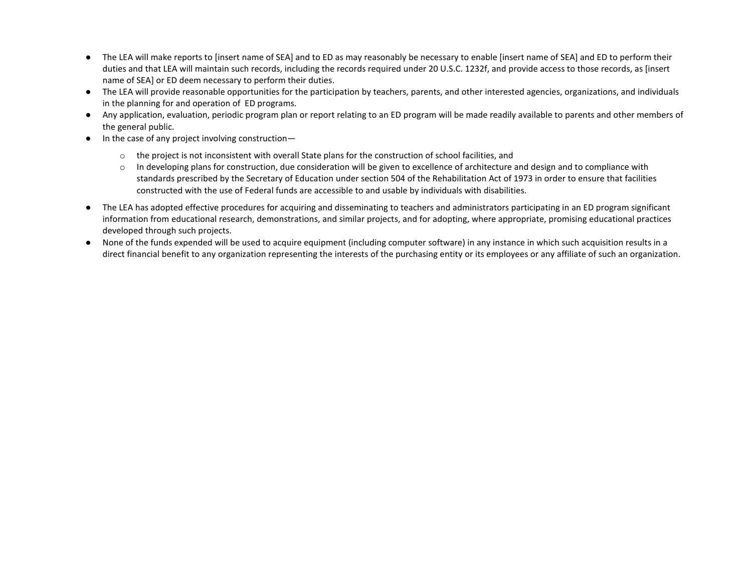- The LEA will make reports to [insert name of SEA] and to ED as may reasonably be necessary to enable [insert name of SEA] and ED to perform their duties and that LEA will maintain such records, including the records required under 20 U.S.C. 1232f, and provide access to those records, as [insert name of SEA] or ED deem necessary to perform their duties.
- The LEA will provide reasonable opportunities for the participation by teachers, parents, and other interested agencies, organizations, and individuals in the planning for and operation of ED programs.
- Any application, evaluation, periodic program plan or report relating to an ED program will be made readily available to parents and other members of the general public.
- In the case of any project involving construction—
    - the project is not inconsistent with overall State plans for the construction of school facilities, and
    - In developing plans for construction, due consideration will be given to excellence of architecture and design and to compliance with standards prescribed by the Secretary of Education under section 504 of the Rehabilitation Act of 1973 in order to ensure that facilities constructed with the use of Federal funds are accessible to and usable by individuals with disabilities.
- The LEA has adopted effective procedures for acquiring and disseminating to teachers and administrators participating in an ED program significant information from educational research, demonstrations, and similar projects, and for adopting, where appropriate, promising educational practices developed through such projects.
- None of the funds expended will be used to acquire equipment (including computer software) in any instance in which such acquisition results in a direct financial benefit to any organization representing the interests of the purchasing entity or its employees or any affiliate of such an organization.